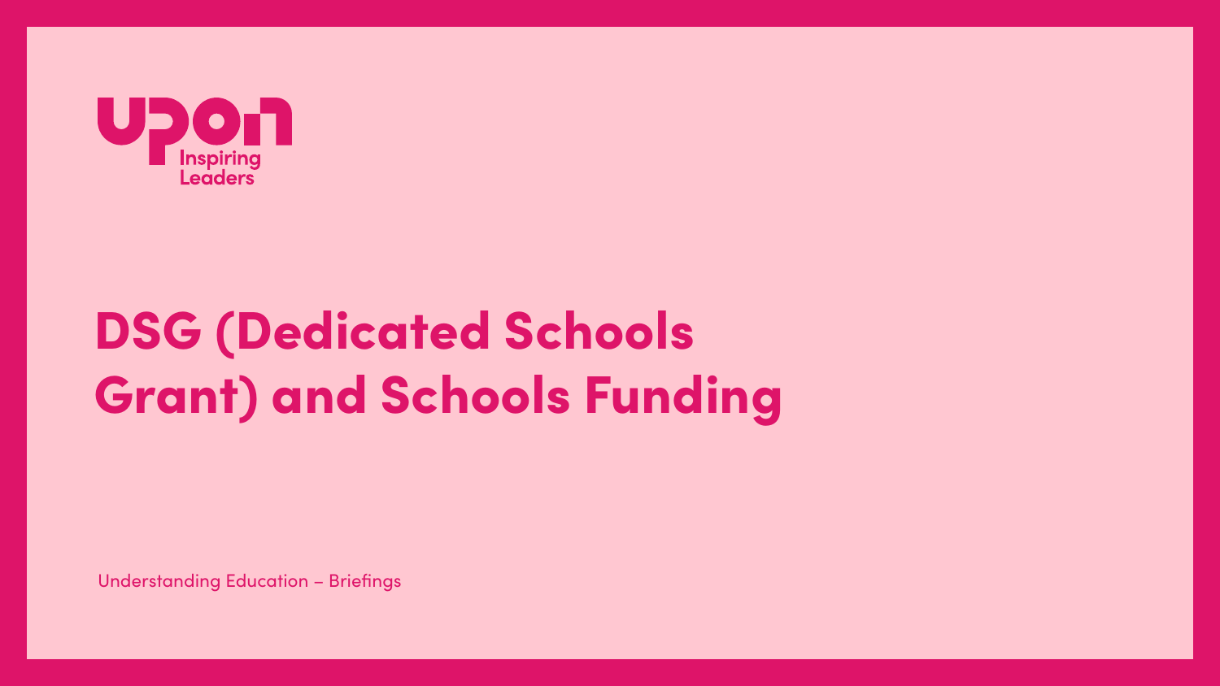upon Inspiring Leaders

# DSG (Dedicated Schools Grant) and Schools Funding

Understanding Education – Briefings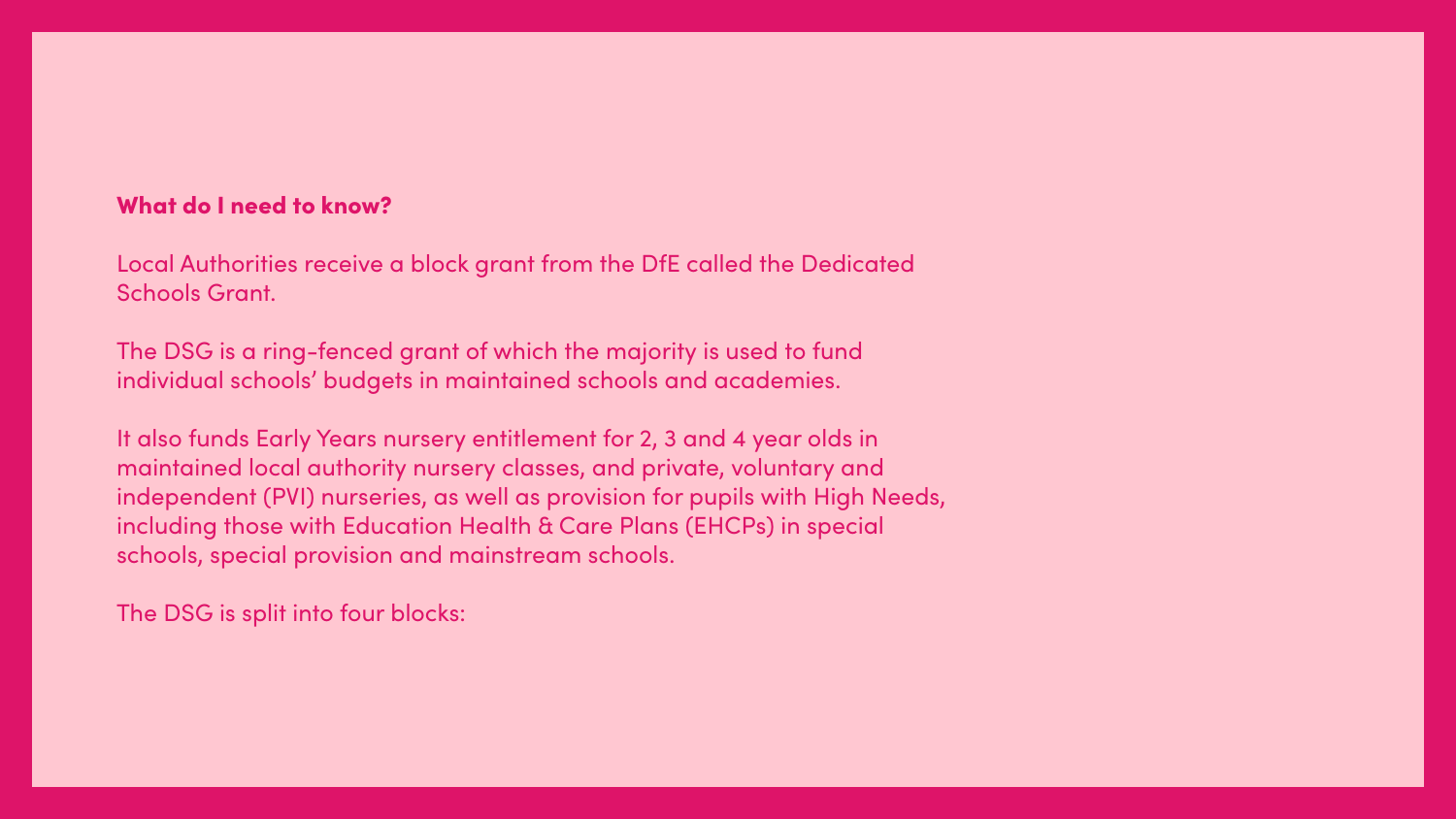**What do I need to know?**

Local Authorities receive a block grant from the DfE called the Dedicated Schools Grant.

The DSG is a ring-fenced grant of which the majority is used to fund individual schools' budgets in maintained schools and academies.

It also funds Early Years nursery entitlement for 2, 3 and 4 year olds in maintained local authority nursery classes, and private, voluntary and independent (PVI) nurseries, as well as provision for pupils with High Needs, including those with Education Health & Care Plans (EHCPs) in special schools, special provision and mainstream schools.

The DSG is split into four blocks: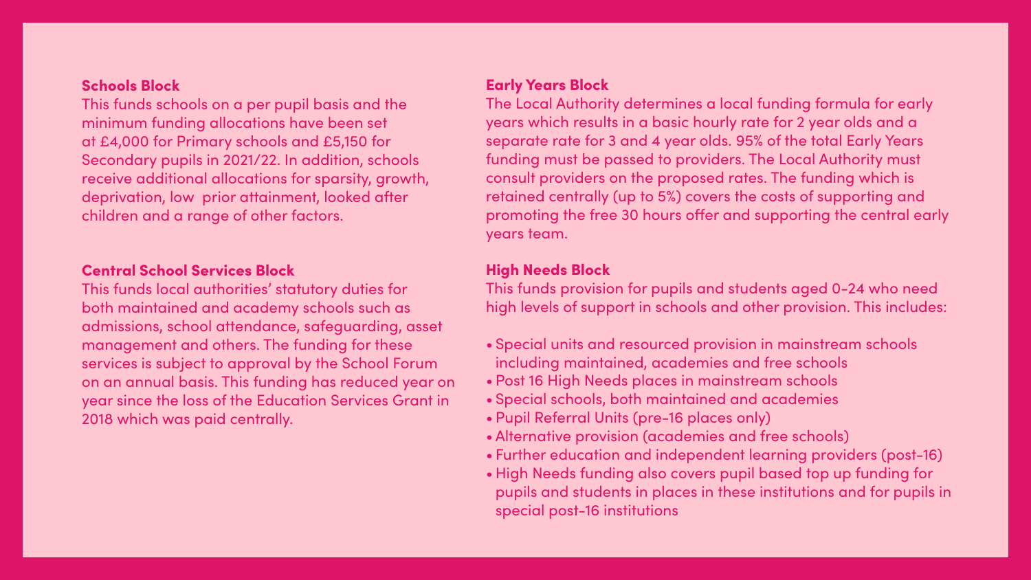## Schools Block

This funds schools on a per pupil basis and the minimum funding allocations have been set at £4,000 for Primary schools and £5,150 for Secondary pupils in 2021/22. In addition, schools receive additional allocations for sparsity, growth, deprivation, low prior attainment, looked after children and a range of other factors.

## Central School Services Block

This funds local authorities' statutory duties for both maintained and academy schools such as admissions, school attendance, safeguarding, asset management and others. The funding for these services is subject to approval by the School Forum on an annual basis. This funding has reduced year on year since the loss of the Education Services Grant in 2018 which was paid centrally.

## Early Years Block

The Local Authority determines a local funding formula for early years which results in a basic hourly rate for 2 year olds and a separate rate for 3 and 4 year olds. 95% of the total Early Years funding must be passed to providers. The Local Authority must consult providers on the proposed rates. The funding which is retained centrally (up to 5%) covers the costs of supporting and promoting the free 30 hours offer and supporting the central early years team.

## High Needs Block

This funds provision for pupils and students aged 0-24 who need high levels of support in schools and other provision. This includes:

- Special units and resourced provision in mainstream schools including maintained, academies and free schools
- Post 16 High Needs places in mainstream schools
- Special schools, both maintained and academies
- Pupil Referral Units (pre-16 places only)
- Alternative provision (academies and free schools)
- Further education and independent learning providers (post-16)
- High Needs funding also covers pupil based top up funding for pupils and students in places in these institutions and for pupils in special post-16 institutions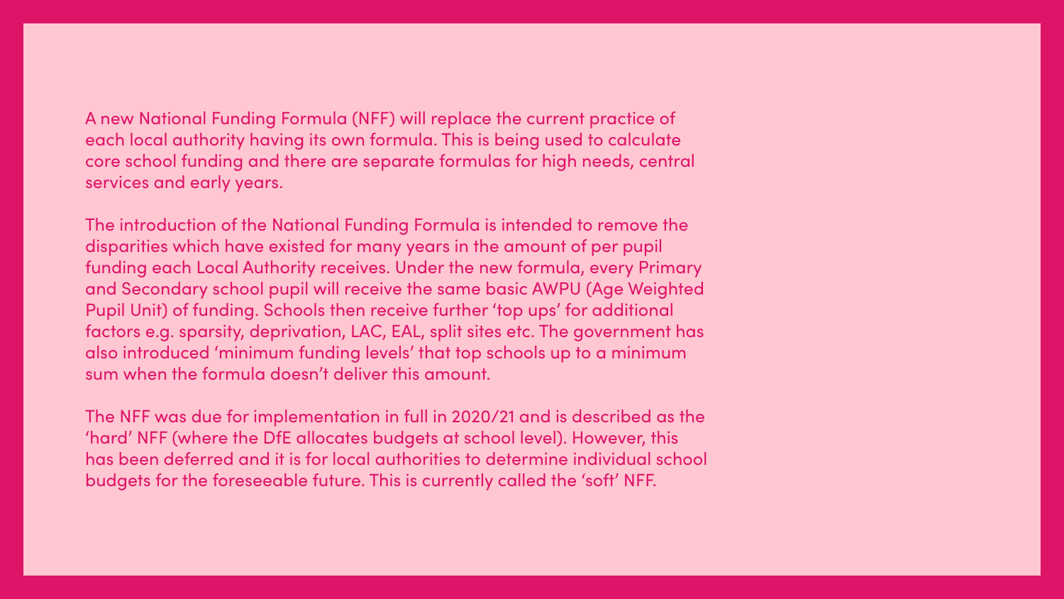A new National Funding Formula (NFF) will replace the current practice of each local authority having its own formula. This is being used to calculate core school funding and there are separate formulas for high needs, central services and early years.

The introduction of the National Funding Formula is intended to remove the disparities which have existed for many years in the amount of per pupil funding each Local Authority receives. Under the new formula, every Primary and Secondary school pupil will receive the same basic AWPU (Age Weighted Pupil Unit) of funding. Schools then receive further 'top ups' for additional factors e.g. sparsity, deprivation, LAC, EAL, split sites etc. The government has also introduced 'minimum funding levels' that top schools up to a minimum sum when the formula doesn't deliver this amount.

The NFF was due for implementation in full in 2020/21 and is described as the 'hard' NFF (where the DfE allocates budgets at school level). However, this has been deferred and it is for local authorities to determine individual school budgets for the foreseeable future. This is currently called the 'soft' NFF.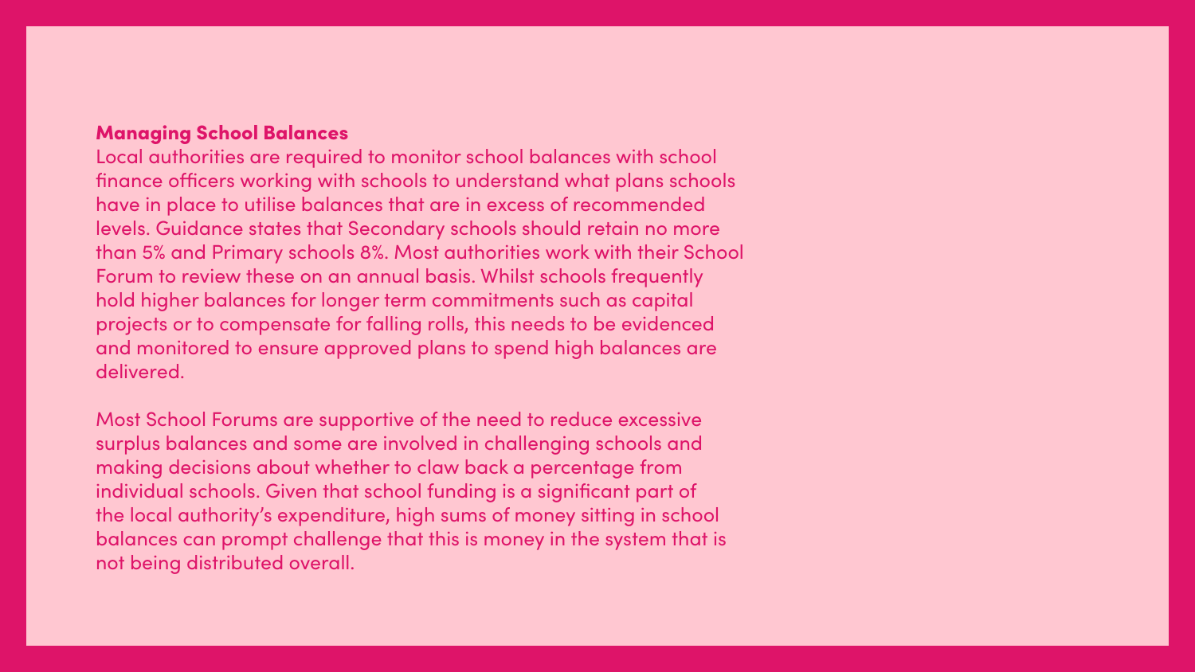## Managing School Balances

Local authorities are required to monitor school balances with school finance officers working with schools to understand what plans schools have in place to utilise balances that are in excess of recommended levels. Guidance states that Secondary schools should retain no more than 5% and Primary schools 8%. Most authorities work with their School Forum to review these on an annual basis. Whilst schools frequently hold higher balances for longer term commitments such as capital projects or to compensate for falling rolls, this needs to be evidenced and monitored to ensure approved plans to spend high balances are delivered.

Most School Forums are supportive of the need to reduce excessive surplus balances and some are involved in challenging schools and making decisions about whether to claw back a percentage from individual schools. Given that school funding is a significant part of the local authority's expenditure, high sums of money sitting in school balances can prompt challenge that this is money in the system that is not being distributed overall.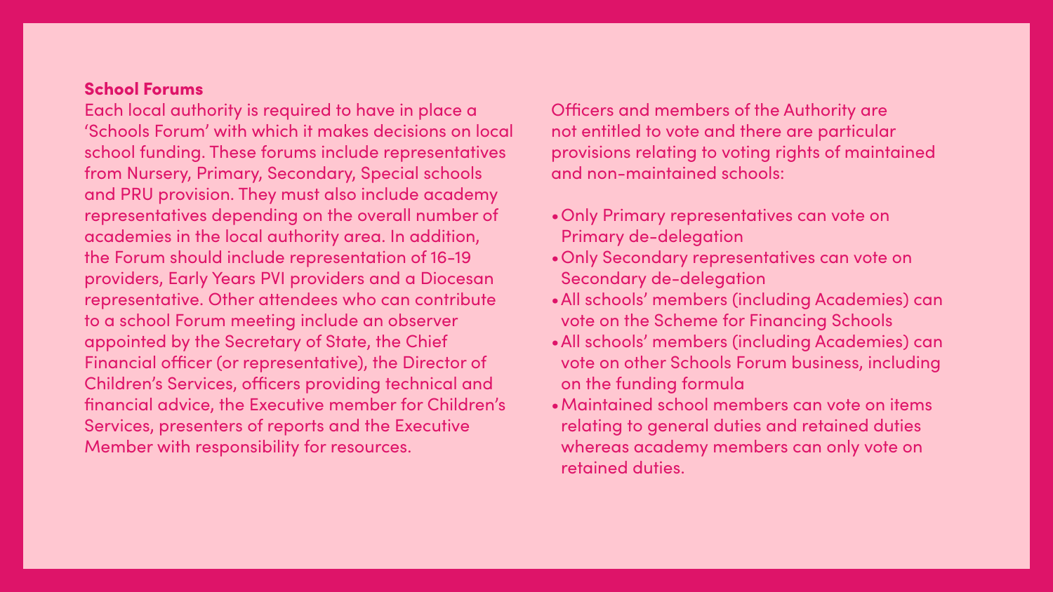## School Forums

Each local authority is required to have in place a 'Schools Forum' with which it makes decisions on local school funding. These forums include representatives from Nursery, Primary, Secondary, Special schools and PRU provision. They must also include academy representatives depending on the overall number of academies in the local authority area. In addition, the Forum should include representation of 16-19 providers, Early Years PVI providers and a Diocesan representative. Other attendees who can contribute to a school Forum meeting include an observer appointed by the Secretary of State, the Chief Financial officer (or representative), the Director of Children's Services, officers providing technical and financial advice, the Executive member for Children's Services, presenters of reports and the Executive Member with responsibility for resources.

Officers and members of the Authority are not entitled to vote and there are particular provisions relating to voting rights of maintained and non-maintained schools:

- Only Primary representatives can vote on Primary de-delegation
- Only Secondary representatives can vote on Secondary de-delegation
- All schools' members (including Academies) can vote on the Scheme for Financing Schools
- All schools' members (including Academies) can vote on other Schools Forum business, including on the funding formula
- Maintained school members can vote on items relating to general duties and retained duties whereas academy members can only vote on retained duties.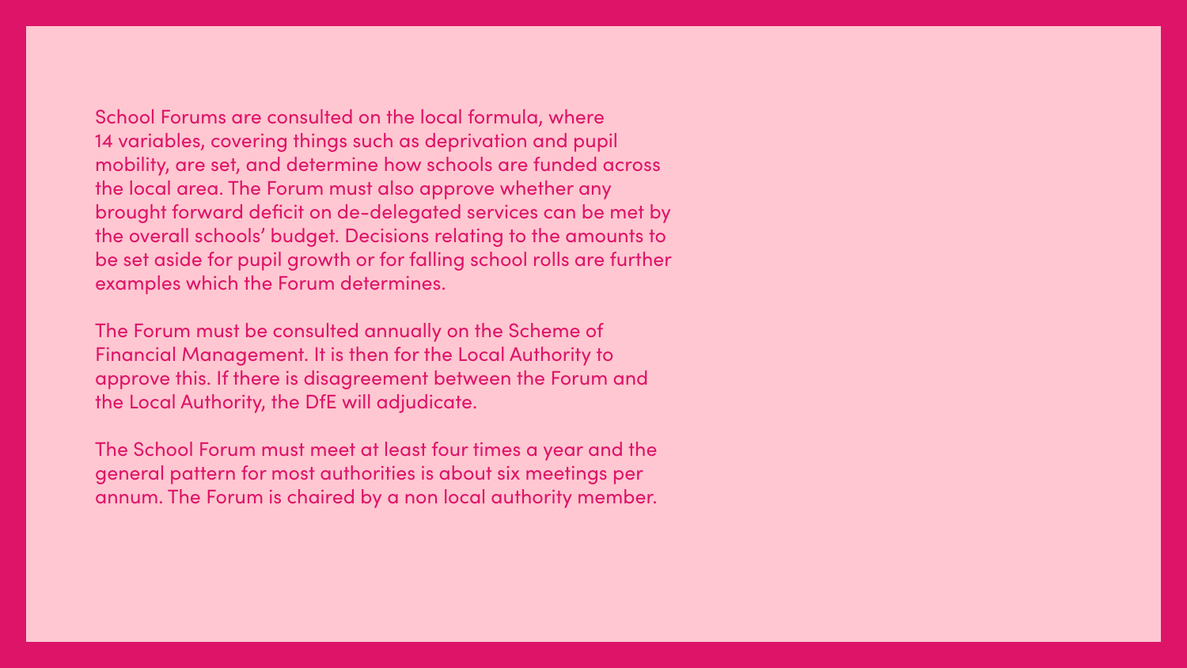School Forums are consulted on the local formula, where 14 variables, covering things such as deprivation and pupil mobility, are set, and determine how schools are funded across the local area. The Forum must also approve whether any brought forward deficit on de-delegated services can be met by the overall schools' budget. Decisions relating to the amounts to be set aside for pupil growth or for falling school rolls are further examples which the Forum determines.

The Forum must be consulted annually on the Scheme of Financial Management. It is then for the Local Authority to approve this. If there is disagreement between the Forum and the Local Authority, the DfE will adjudicate.

The School Forum must meet at least four times a year and the general pattern for most authorities is about six meetings per annum. The Forum is chaired by a non local authority member.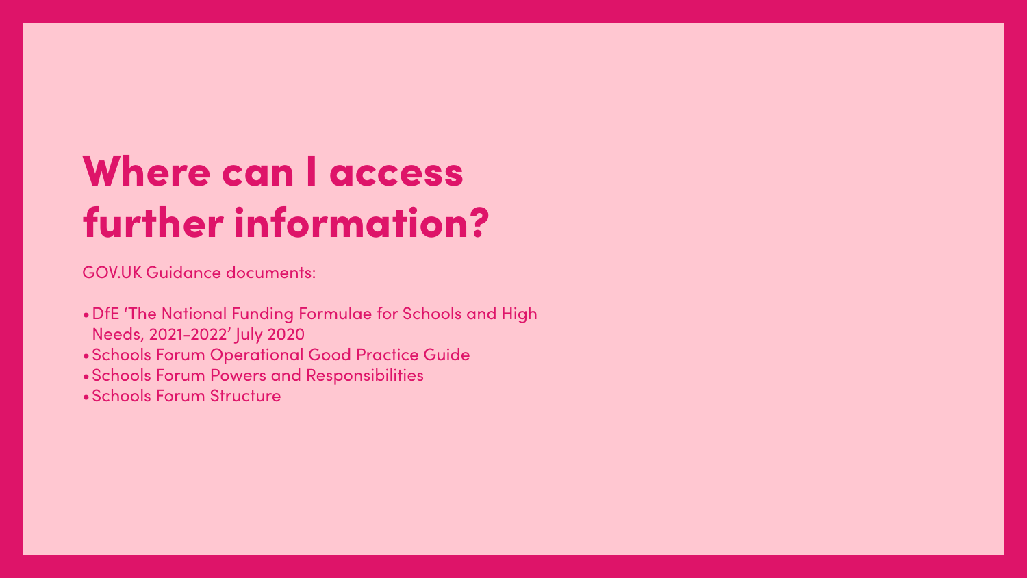# Where can I access further information?

GOV.UK Guidance documents:

- DfE 'The National Funding Formulae for Schools and High Needs, 2021-2022' July 2020
- Schools Forum Operational Good Practice Guide
- Schools Forum Powers and Responsibilities
- Schools Forum Structure